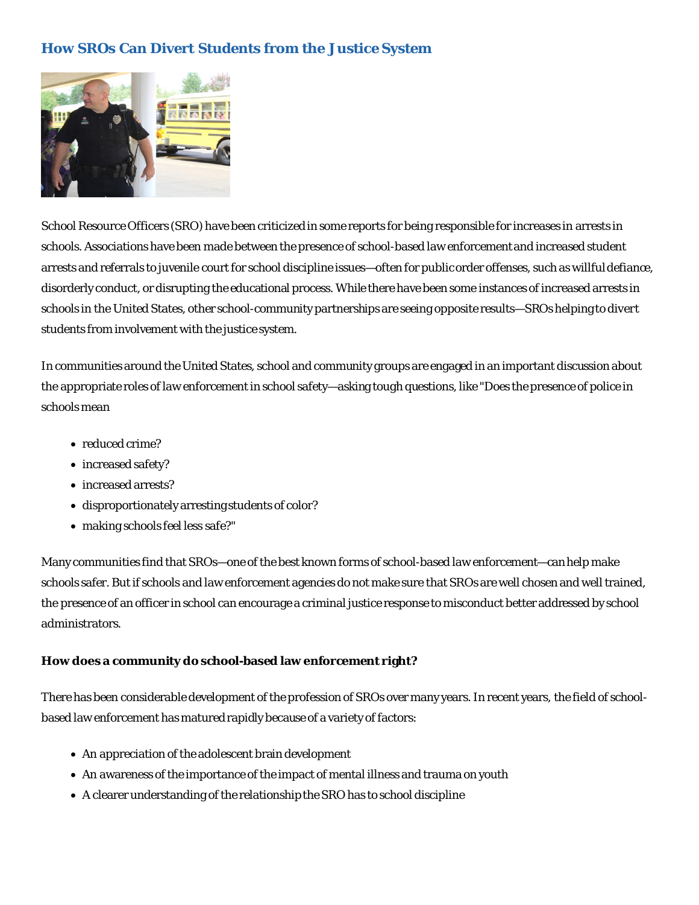# How SROs Can Divert Students from the Justice System

School Resource Officers (SRO) have been criticized in some reports for being responsible for increases in arrests in schools. Associations have been made between the presence of school-based law enforcement and increased student arrests and referrals to juvenile court for school discipline issues—often for public order offenses, such as willful defiance, disorderly conduct, or disrupting the educational process. While there have been some instances of increased arrests in schools in the United States, other school-community partnerships are seeing opposite results—SROs helping to divert students from involvement with the justice system.

In communities around the United States, school and community groups are engaged in an important discussion about the appropriate roles of law enforcement in school safety—asking tough questions, like "Does the presence of police in schools mean

- reduced crime?
- increased safety?
- increased arrests?
- disproportionately arresting students of color?
- making schools feel less safe?"

Many communities find that SROs—one of the best known forms of school-based law enforcement—can help make schools safer. But if schools and law enforcement agencies do not make sure that SROs are well chosen and well trained, the presence of an officer in school can encourage a criminal justice response to misconduct better addressed by school administrators.

**How does a community do school-based law enforcement right?**

There has been considerable development of the profession of SROs over many years. In recent years, the field of school-based law enforcement has matured rapidly because of a variety of factors:

- An appreciation of the adolescent brain development
- An awareness of the importance of the impact of mental illness and trauma on youth
- A clearer understanding of the relationship the SRO has to school discipline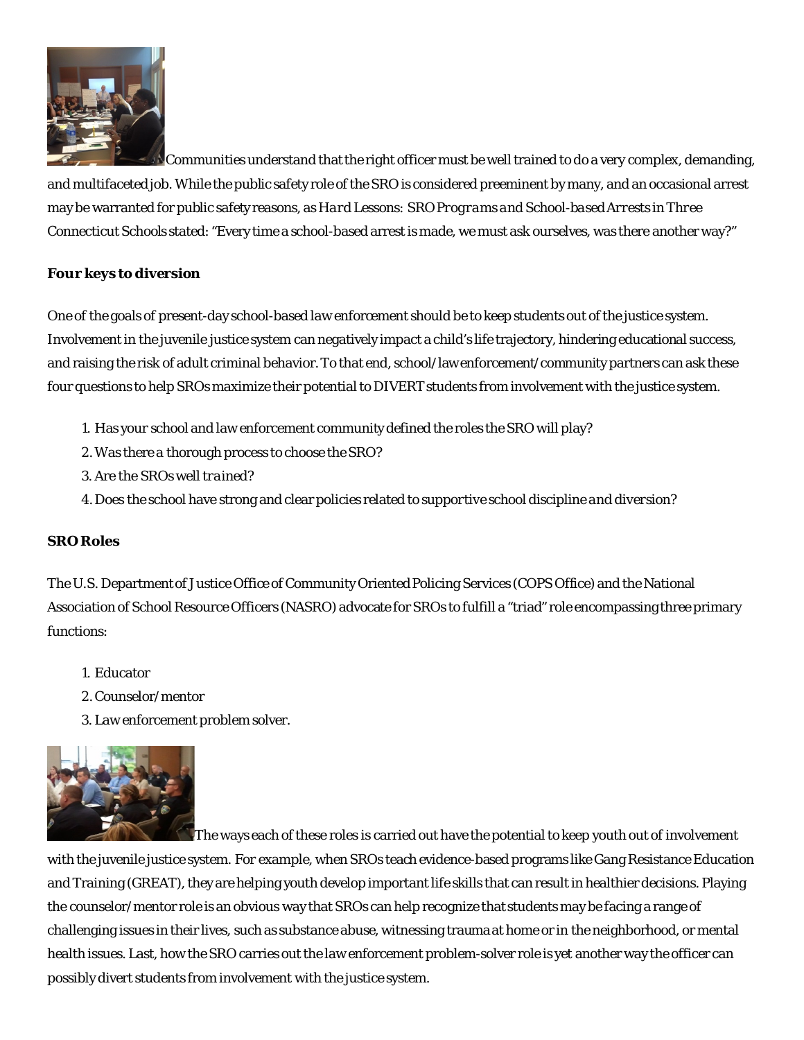Communities understand that the right officer must be well trained to do a very complex, demanding, and multifaceted job. While the public safety role of the SRO is considered preeminent by many, and an occasional arrest may be warranted for public safety reasons, as *Hard Lessons: SRO Programs and School-based Arrests in Three Connecticut Schools* stated: "Every time a school-based arrest is made, we must ask ourselves, was there another way?"

**Four keys to diversion**

One of the goals of present-day school-based law enforcement should be to keep students out of the justice system. Involvement in the juvenile justice system can negatively impact a child's life trajectory, hindering educational success, and raising the risk of adult criminal behavior. To that end, school/law enforcement/community partners can ask these four questions to help SROs maximize their potential to DIVERT students from involvement with the justice system.

1. Has your school and law enforcement community defined the roles the SRO will play?
2. Was there a thorough process to choose the SRO?
3. Are the SROs well trained?
4. Does the school have strong and clear policies related to supportive school discipline and diversion?

**SRO Roles**

The U.S. Department of Justice Office of Community Oriented Policing Services (COPS Office) and the National Association of School Resource Officers (NASRO) advocate for SROs to fulfill a "triad" role encompassing three primary functions:

1. Educator
2. Counselor/mentor
3. Law enforcement problem solver.

The ways each of these roles is carried out have the potential to keep youth out of involvement with the juvenile justice system. For example, when SROs teach evidence-based programs like Gang Resistance Education and Training (GREAT), they are helping youth develop important life skills that can result in healthier decisions. Playing the counselor/mentor role is an obvious way that SROs can help recognize that students may be facing a range of challenging issues in their lives, such as substance abuse, witnessing trauma at home or in the neighborhood, or mental health issues. Last, how the SRO carries out the law enforcement problem-solver role is yet another way the officer can possibly divert students from involvement with the justice system.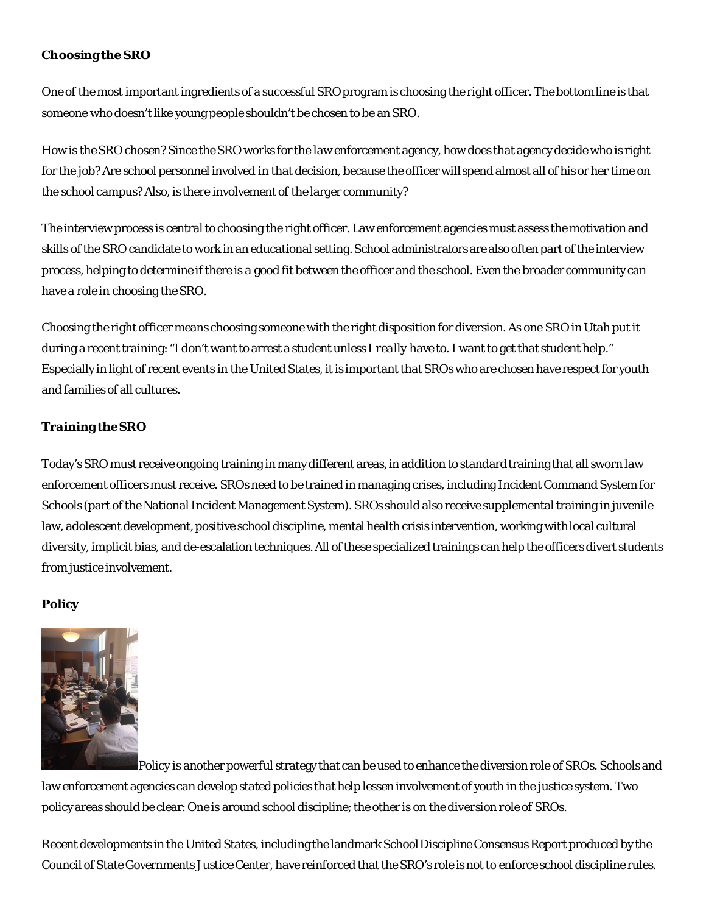**Choosing the SRO**

One of the most important ingredients of a successful SRO program is choosing the right officer. The bottom line is that someone who doesn't like young people shouldn't be chosen to be an SRO.

How is the SRO chosen? Since the SRO works for the law enforcement agency, how does that agency decide who is right for the job? Are school personnel involved in that decision, because the officer will spend almost all of his or her time on the school campus? Also, is there involvement of the larger community?

The interview process is central to choosing the right officer. Law enforcement agencies must assess the motivation and skills of the SRO candidate to work in an educational setting. School administrators are also often part of the interview process, helping to determine if there is a good fit between the officer and the school. Even the broader community can have a role in choosing the SRO.

Choosing the right officer means choosing someone with the right disposition for diversion. As one SRO in Utah put it during a recent training: "I don't want to arrest a student unless I *really* have to. I want to get that student help." Especially in light of recent events in the United States, it is important that SROs who are chosen have respect for youth and families of all cultures.

**Training the SRO**

Today's SRO must receive ongoing training in many different areas, in addition to standard training that all sworn law enforcement officers must receive. SROs need to be trained in managing crises, including Incident Command System for Schools (part of the National Incident Management System). SROs should also receive supplemental training in juvenile law, adolescent development, positive school discipline, mental health crisis intervention, working with local cultural diversity, implicit bias, and de-escalation techniques. All of these specialized trainings can help the officers divert students from justice involvement.

**Policy**

Policy is another powerful strategy that can be used to enhance the diversion role of SROs. Schools and law enforcement agencies can develop stated policies that help lessen involvement of youth in the justice system. Two policy areas should be clear: One is around school discipline; the other is on the diversion role of SROs.

Recent developments in the United States, including the landmark School Discipline Consensus Report produced by the Council of State Governments Justice Center, have reinforced that the SRO's role is not to enforce school discipline rules.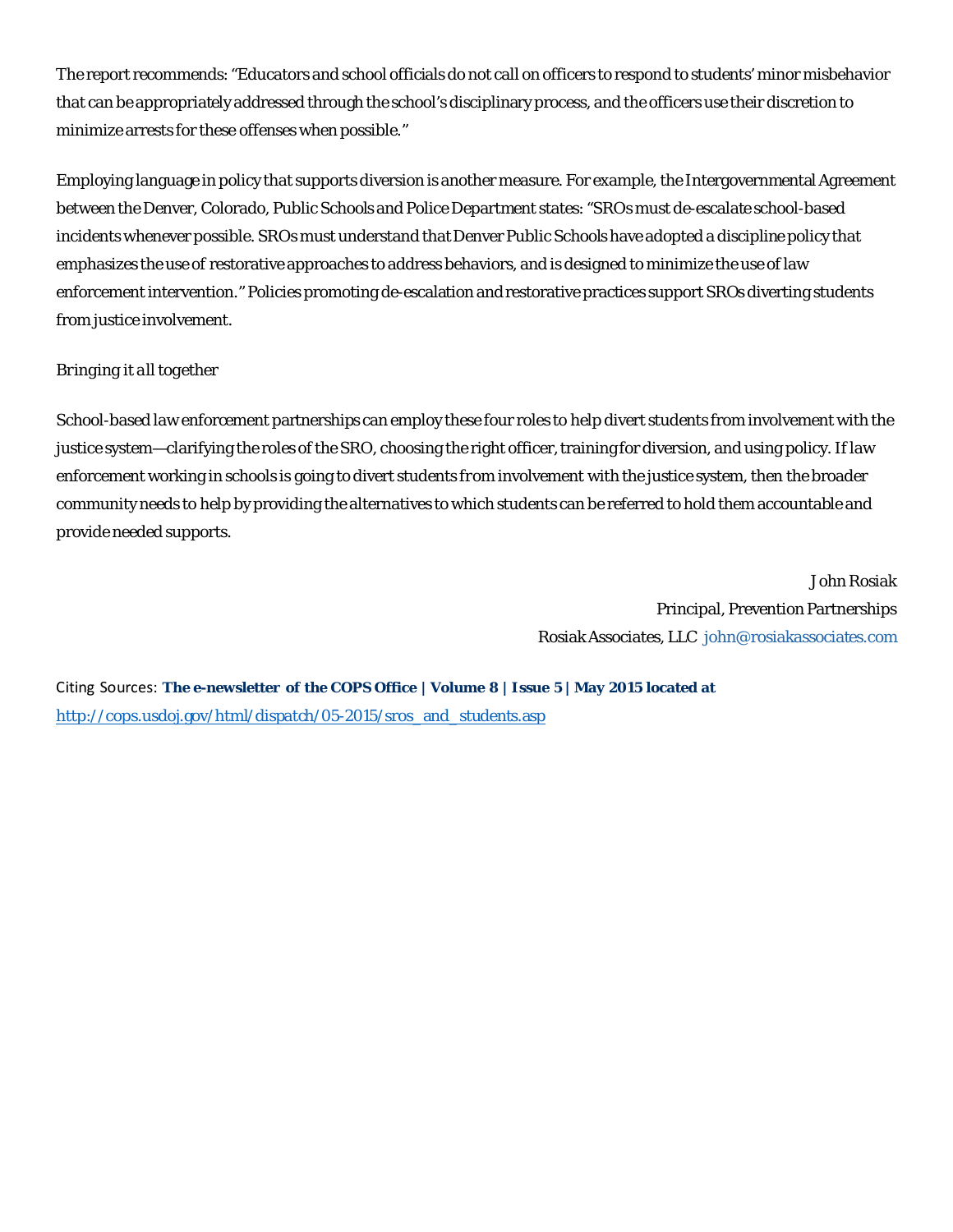The report recommends: "Educators and school officials do not call on officers to respond to students' minor misbehavior that can be appropriately addressed through the school's disciplinary process, and the officers use their discretion to minimize arrests for these offenses when possible."

Employing language in policy that supports diversion is another measure. For example, the Intergovernmental Agreement between the Denver, Colorado, Public Schools and Police Department states: "SROs must de-escalate school-based incidents whenever possible. SROs must understand that Denver Public Schools have adopted a discipline policy that emphasizes the use of restorative approaches to address behaviors, and is designed to minimize the use of law enforcement intervention." Policies promoting de-escalation and restorative practices support SROs diverting students from justice involvement.

*Bringing it all together*

School-based law enforcement partnerships can employ these four roles to help divert students from involvement with the justice system—clarifying the roles of the SRO, choosing the right officer, training for diversion, and using policy. If law enforcement working in schools is going to divert students from involvement with the justice system, then the broader community needs to help by providing the alternatives to which students can be referred to hold them accountable and provide needed supports.

John Rosiak
Principal, Prevention Partnerships
Rosiak Associates, LLC john@rosiakassociates.com

Citing Sources: **The e-newsletter of the COPS Office | Volume 8 | Issue 5 | May 2015 located at**
http://cops.usdoj.gov/html/dispatch/05-2015/sros_and_students.asp